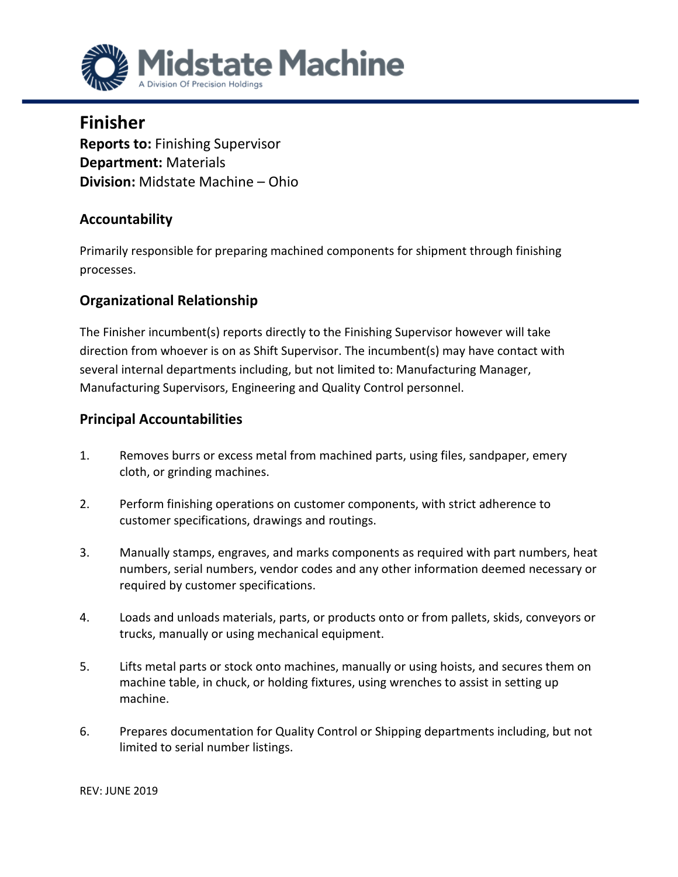# Midstate Machine

A Division Of Precision Holdings

## Finisher

**Reports to:** Finishing Supervisor
**Department:** Materials
**Division:** Midstate Machine – Ohio

### Accountability

Primarily responsible for preparing machined components for shipment through finishing processes.

### Organizational Relationship

The Finisher incumbent(s) reports directly to the Finishing Supervisor however will take direction from whoever is on as Shift Supervisor. The incumbent(s) may have contact with several internal departments including, but not limited to: Manufacturing Manager, Manufacturing Supervisors, Engineering and Quality Control personnel.

### Principal Accountabilities

1. Removes burrs or excess metal from machined parts, using files, sandpaper, emery cloth, or grinding machines.

2. Perform finishing operations on customer components, with strict adherence to customer specifications, drawings and routings.

3. Manually stamps, engraves, and marks components as required with part numbers, heat numbers, serial numbers, vendor codes and any other information deemed necessary or required by customer specifications.

4. Loads and unloads materials, parts, or products onto or from pallets, skids, conveyors or trucks, manually or using mechanical equipment.

5. Lifts metal parts or stock onto machines, manually or using hoists, and secures them on machine table, in chuck, or holding fixtures, using wrenches to assist in setting up machine.

6. Prepares documentation for Quality Control or Shipping departments including, but not limited to serial number listings.

REV: JUNE 2019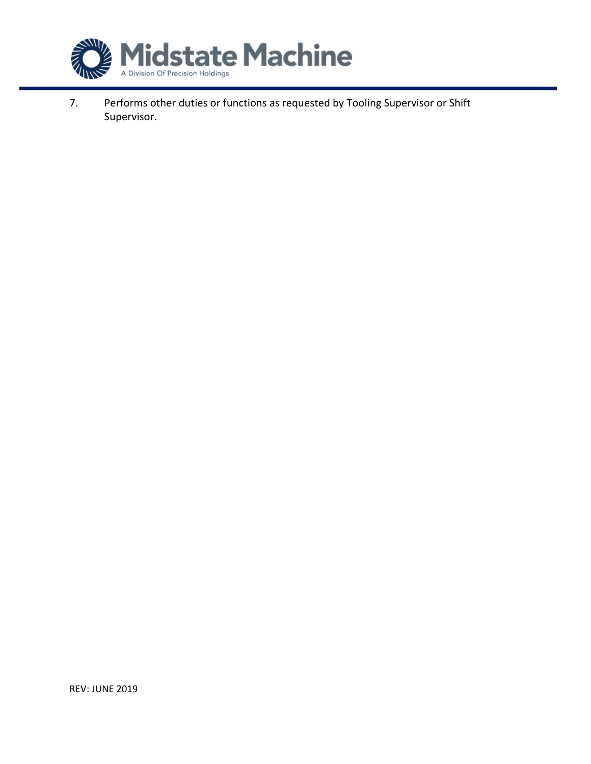7. Performs other duties or functions as requested by Tooling Supervisor or Shift Supervisor.

REV: JUNE 2019